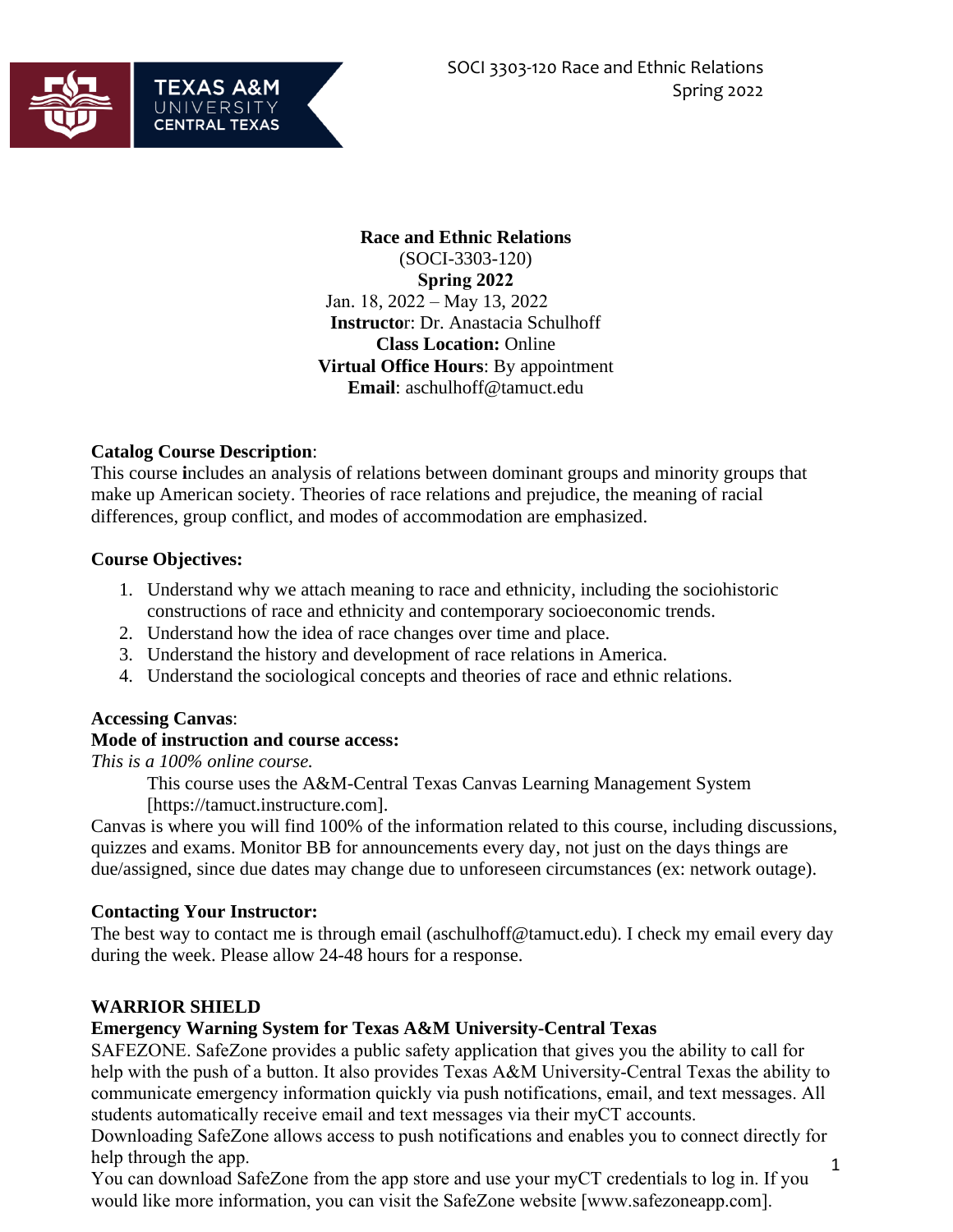SOCI 3303-120 Race and Ethnic Relations
Spring 2022

**Race and Ethnic Relations**
(SOCI-3303-120)
**Spring 2022**
Jan. 18, 2022 – May 13, 2022
**Instructo**r: Dr. Anastacia Schulhoff
**Class Location:** Online
**Virtual Office Hours**: By appointment
**Email**: aschulhoff@tamuct.edu

**Catalog Course Description**:
This course **i**ncludes an analysis of relations between dominant groups and minority groups that make up American society. Theories of race relations and prejudice, the meaning of racial differences, group conflict, and modes of accommodation are emphasized.

**Course Objectives:**

1. Understand why we attach meaning to race and ethnicity, including the sociohistoric constructions of race and ethnicity and contemporary socioeconomic trends.
2. Understand how the idea of race changes over time and place.
3. Understand the history and development of race relations in America.
4. Understand the sociological concepts and theories of race and ethnic relations.

**Accessing Canvas**:
**Mode of instruction and course access:**
*This is a 100% online course.*

This course uses the A&M-Central Texas Canvas Learning Management System [https://tamuct.instructure.com].

Canvas is where you will find 100% of the information related to this course, including discussions, quizzes and exams. Monitor BB for announcements every day, not just on the days things are due/assigned, since due dates may change due to unforeseen circumstances (ex: network outage).

**Contacting Your Instructor:**
The best way to contact me is through email (aschulhoff@tamuct.edu). I check my email every day during the week. Please allow 24-48 hours for a response.

**WARRIOR SHIELD**
**Emergency Warning System for Texas A&M University-Central Texas**
SAFEZONE. SafeZone provides a public safety application that gives you the ability to call for help with the push of a button. It also provides Texas A&M University-Central Texas the ability to communicate emergency information quickly via push notifications, email, and text messages. All students automatically receive email and text messages via their myCT accounts.
Downloading SafeZone allows access to push notifications and enables you to connect directly for help through the app.
You can download SafeZone from the app store and use your myCT credentials to log in. If you would like more information, you can visit the SafeZone website [www.safezoneapp.com].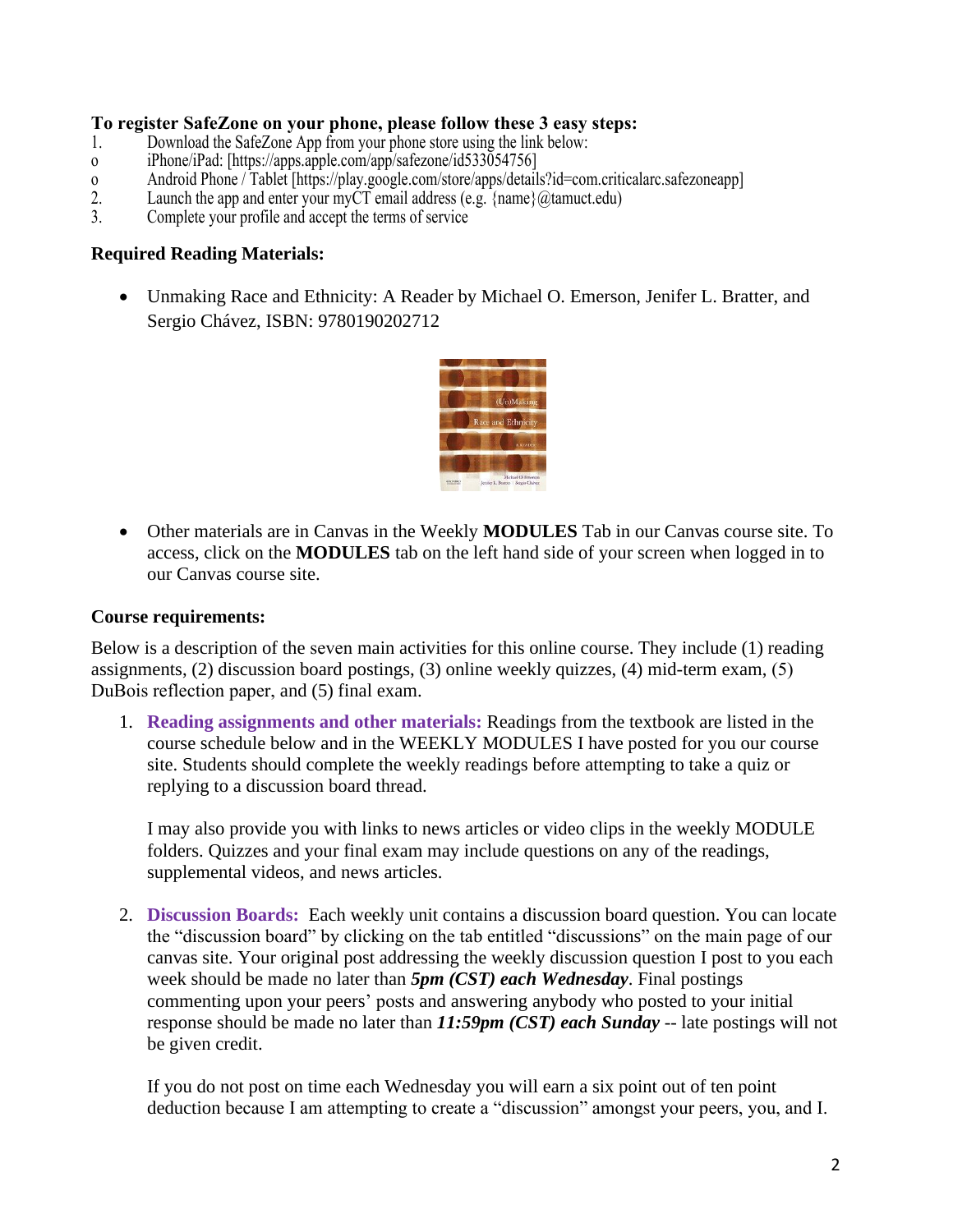**To register SafeZone on your phone, please follow these 3 easy steps:**

1. Download the SafeZone App from your phone store using the link below:
   - iPhone/iPad: [https://apps.apple.com/app/safezone/id533054756]
   - Android Phone / Tablet [https://play.google.com/store/apps/details?id=com.criticalarc.safezoneapp]
2. Launch the app and enter your myCT email address (e.g. {name}@tamuct.edu)
3. Complete your profile and accept the terms of service

### Required Reading Materials:

- Unmaking Race and Ethnicity: A Reader by Michael O. Emerson, Jenifer L. Bratter, and Sergio Chávez, ISBN: 9780190202712

- Other materials are in Canvas in the Weekly **MODULES** Tab in our Canvas course site. To access, click on the **MODULES** tab on the left hand side of your screen when logged in to our Canvas course site.

### Course requirements:

Below is a description of the seven main activities for this online course. They include (1) reading assignments, (2) discussion board postings, (3) online weekly quizzes, (4) mid-term exam, (5) DuBois reflection paper, and (5) final exam.

1. **Reading assignments and other materials:** Readings from the textbook are listed in the course schedule below and in the WEEKLY MODULES I have posted for you our course site. Students should complete the weekly readings before attempting to take a quiz or replying to a discussion board thread.

   I may also provide you with links to news articles or video clips in the weekly MODULE folders. Quizzes and your final exam may include questions on any of the readings, supplemental videos, and news articles.

2. **Discussion Boards:** Each weekly unit contains a discussion board question. You can locate the "discussion board" by clicking on the tab entitled "discussions" on the main page of our canvas site. Your original post addressing the weekly discussion question I post to you each week should be made no later than ***5pm (CST) each Wednesday***. Final postings commenting upon your peers' posts and answering anybody who posted to your initial response should be made no later than ***11:59pm (CST) each Sunday*** -- late postings will not be given credit.

   If you do not post on time each Wednesday you will earn a six point out of ten point deduction because I am attempting to create a "discussion" amongst your peers, you, and I.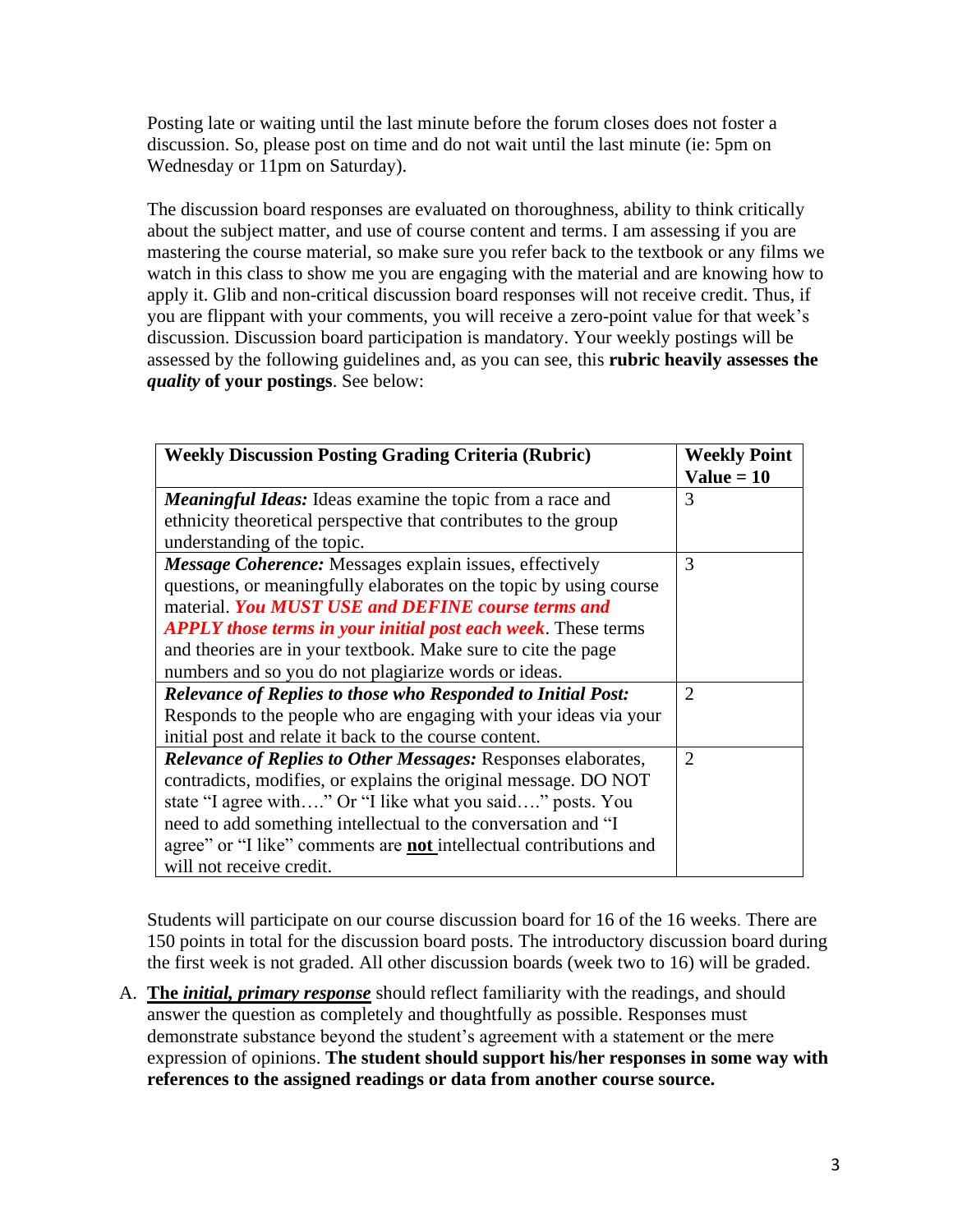Posting late or waiting until the last minute before the forum closes does not foster a discussion. So, please post on time and do not wait until the last minute (ie: 5pm on Wednesday or 11pm on Saturday).

The discussion board responses are evaluated on thoroughness, ability to think critically about the subject matter, and use of course content and terms. I am assessing if you are mastering the course material, so make sure you refer back to the textbook or any films we watch in this class to show me you are engaging with the material and are knowing how to apply it. Glib and non-critical discussion board responses will not receive credit. Thus, if you are flippant with your comments, you will receive a zero-point value for that week's discussion. Discussion board participation is mandatory. Your weekly postings will be assessed by the following guidelines and, as you can see, this **rubric heavily assesses the *quality* of your postings**. See below:

| Weekly Discussion Posting Grading Criteria (Rubric) | Weekly Point Value = 10 |
|---|---|
| ***Meaningful Ideas:*** Ideas examine the topic from a race and ethnicity theoretical perspective that contributes to the group understanding of the topic. | 3 |
| ***Message Coherence:*** Messages explain issues, effectively questions, or meaningfully elaborates on the topic by using course material. ***You MUST USE and DEFINE course terms and APPLY those terms in your initial post each week***. These terms and theories are in your textbook. Make sure to cite the page numbers and so you do not plagiarize words or ideas. | 3 |
| ***Relevance of Replies to those who Responded to Initial Post:*** Responds to the people who are engaging with your ideas via your initial post and relate it back to the course content. | 2 |
| ***Relevance of Replies to Other Messages:*** Responses elaborates, contradicts, modifies, or explains the original message. DO NOT state "I agree with…." Or "I like what you said…." posts. You need to add something intellectual to the conversation and "I agree" or "I like" comments are **<u>not</u>** intellectual contributions and will not receive credit. | 2 |

Students will participate on our course discussion board for 16 of the 16 weeks. There are 150 points in total for the discussion board posts. The introductory discussion board during the first week is not graded. All other discussion boards (week two to 16) will be graded.

A. **<u>The *initial, primary response*</u>** should reflect familiarity with the readings, and should answer the question as completely and thoughtfully as possible. Responses must demonstrate substance beyond the student's agreement with a statement or the mere expression of opinions. **The student should support his/her responses in some way with references to the assigned readings or data from another course source.**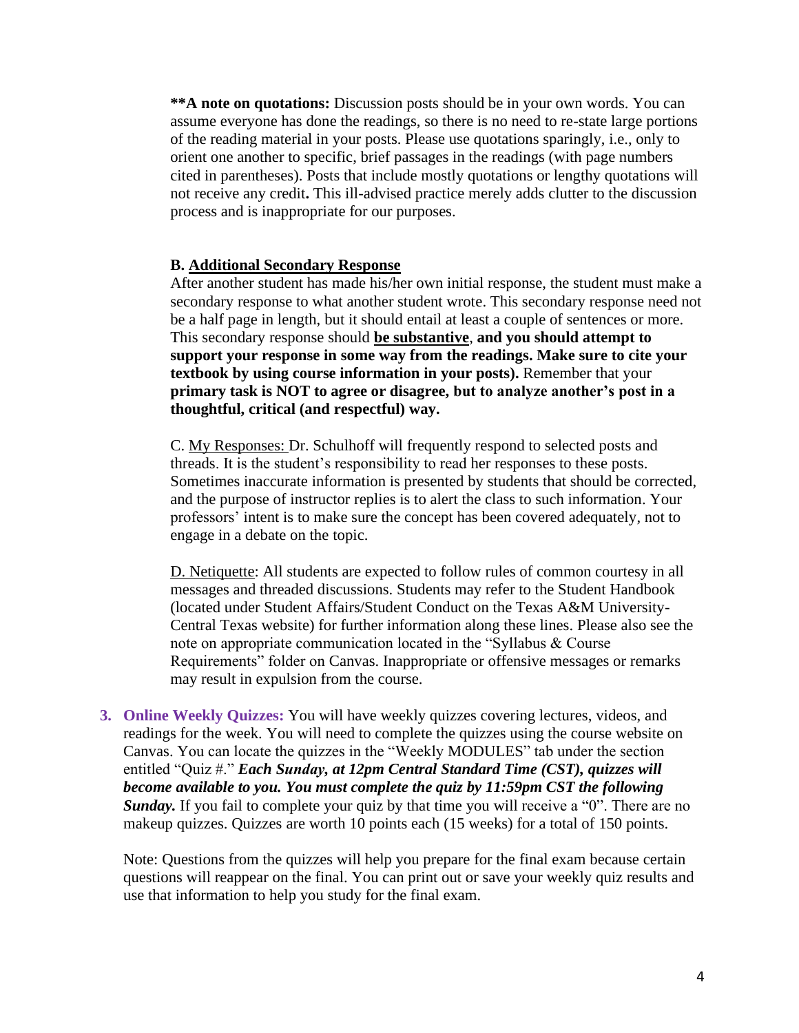**\*\*A note on quotations:** Discussion posts should be in your own words. You can assume everyone has done the readings, so there is no need to re-state large portions of the reading material in your posts. Please use quotations sparingly, i.e., only to orient one another to specific, brief passages in the readings (with page numbers cited in parentheses). Posts that include mostly quotations or lengthy quotations will not receive any credit**.** This ill-advised practice merely adds clutter to the discussion process and is inappropriate for our purposes.

**B. <u>Additional Secondary Response</u>**

After another student has made his/her own initial response, the student must make a secondary response to what another student wrote. This secondary response need not be a half page in length, but it should entail at least a couple of sentences or more. This secondary response should **<u>be substantive</u>**, **and you should attempt to support your response in some way from the readings. Make sure to cite your textbook by using course information in your posts).** Remember that your **primary task is NOT to agree or disagree, but to analyze another's post in a thoughtful, critical (and respectful) way.**

C. <u>My Responses:</u> Dr. Schulhoff will frequently respond to selected posts and threads. It is the student's responsibility to read her responses to these posts. Sometimes inaccurate information is presented by students that should be corrected, and the purpose of instructor replies is to alert the class to such information. Your professors' intent is to make sure the concept has been covered adequately, not to engage in a debate on the topic.

<u>D. Netiquette</u>: All students are expected to follow rules of common courtesy in all messages and threaded discussions. Students may refer to the Student Handbook (located under Student Affairs/Student Conduct on the Texas A&M University-Central Texas website) for further information along these lines. Please also see the note on appropriate communication located in the "Syllabus & Course Requirements" folder on Canvas. Inappropriate or offensive messages or remarks may result in expulsion from the course.

3. **Online Weekly Quizzes:** You will have weekly quizzes covering lectures, videos, and readings for the week. You will need to complete the quizzes using the course website on Canvas. You can locate the quizzes in the "Weekly MODULES" tab under the section entitled "Quiz #." ***Each Sunday, at 12pm Central Standard Time (CST), quizzes will become available to you. You must complete the quiz by 11:59pm CST the following Sunday.*** If you fail to complete your quiz by that time you will receive a "0". There are no makeup quizzes. Quizzes are worth 10 points each (15 weeks) for a total of 150 points.

   Note: Questions from the quizzes will help you prepare for the final exam because certain questions will reappear on the final. You can print out or save your weekly quiz results and use that information to help you study for the final exam.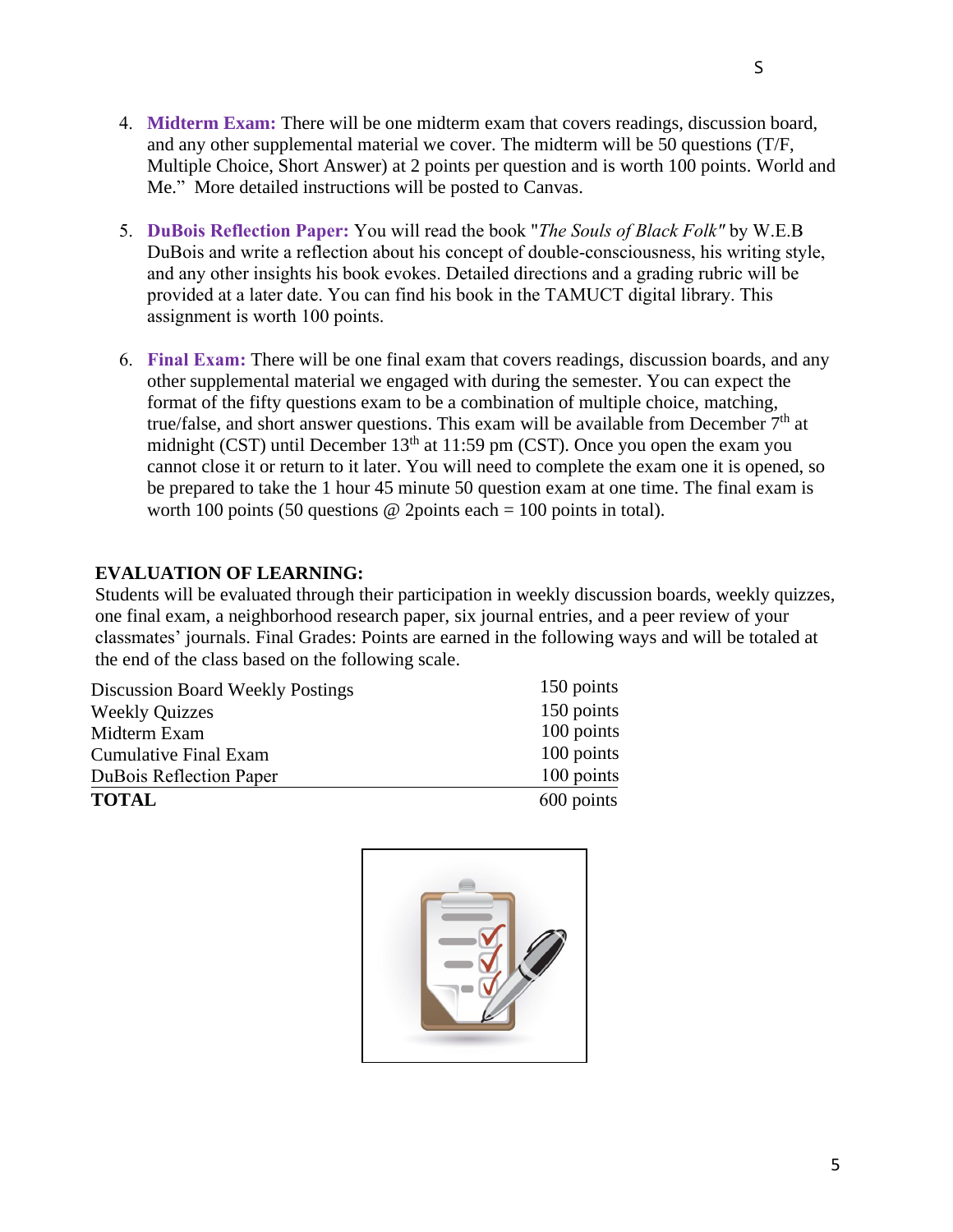4. **Midterm Exam:** There will be one midterm exam that covers readings, discussion board, and any other supplemental material we cover. The midterm will be 50 questions (T/F, Multiple Choice, Short Answer) at 2 points per question and is worth 100 points. World and Me." More detailed instructions will be posted to Canvas.

5. **DuBois Reflection Paper:** You will read the book "*The Souls of Black Folk"* by W.E.B DuBois and write a reflection about his concept of double-consciousness, his writing style, and any other insights his book evokes. Detailed directions and a grading rubric will be provided at a later date. You can find his book in the TAMUCT digital library. This assignment is worth 100 points.

6. **Final Exam:** There will be one final exam that covers readings, discussion boards, and any other supplemental material we engaged with during the semester. You can expect the format of the fifty questions exam to be a combination of multiple choice, matching, true/false, and short answer questions. This exam will be available from December 7th at midnight (CST) until December 13th at 11:59 pm (CST). Once you open the exam you cannot close it or return to it later. You will need to complete the exam one it is opened, so be prepared to take the 1 hour 45 minute 50 question exam at one time. The final exam is worth 100 points (50 questions @ 2points each = 100 points in total).

**EVALUATION OF LEARNING:**

Students will be evaluated through their participation in weekly discussion boards, weekly quizzes, one final exam, a neighborhood research paper, six journal entries, and a peer review of your classmates' journals. Final Grades: Points are earned in the following ways and will be totaled at the end of the class based on the following scale.

| Assignment | Points |
|---|---|
| Discussion Board Weekly Postings | 150 points |
| Weekly Quizzes | 150 points |
| Midterm Exam | 100 points |
| Cumulative Final Exam | 100 points |
| DuBois Reflection Paper | 100 points |
| **TOTAL** | 600 points |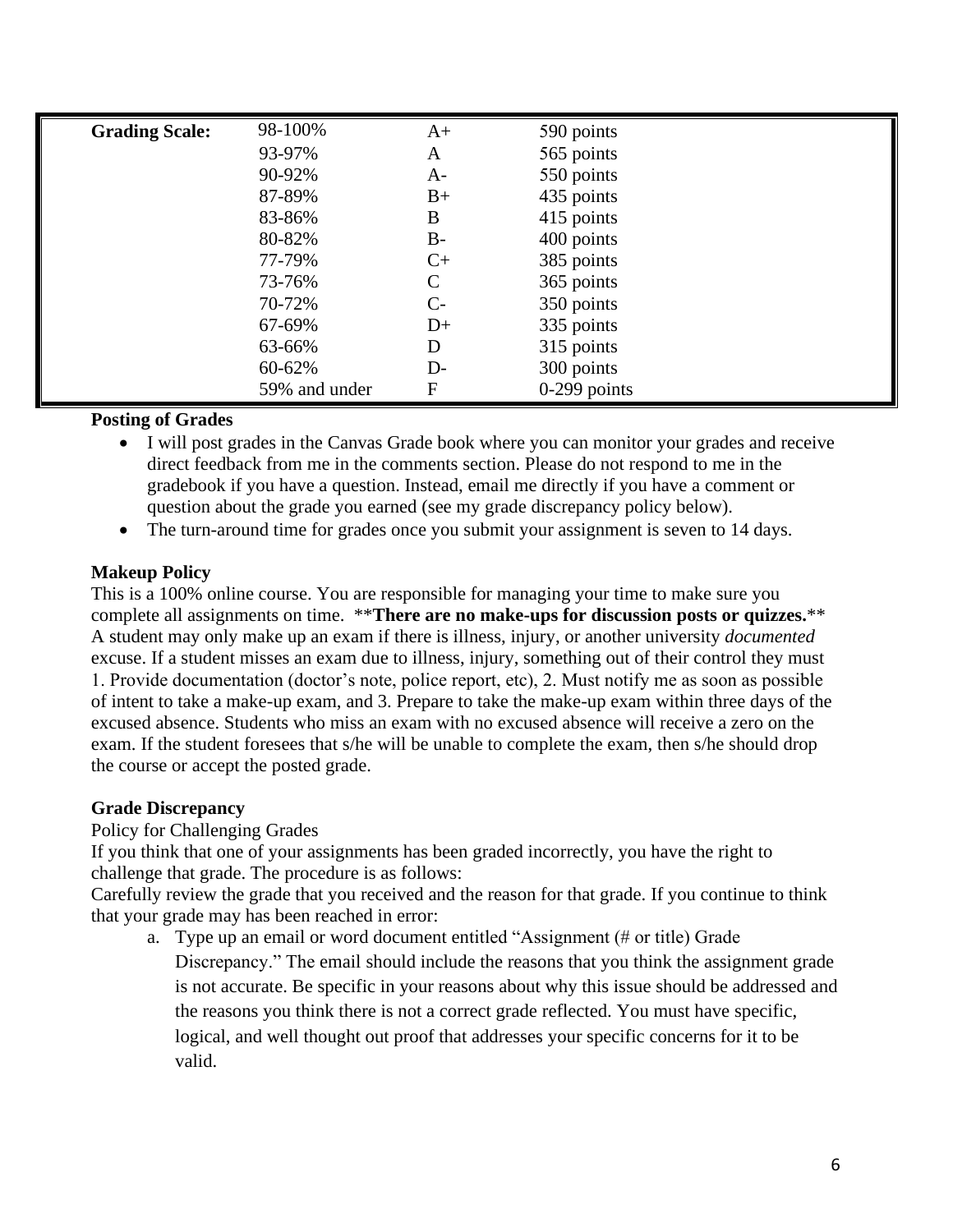| Grading Scale: | 98-100% | A+ | 590 points |
|---|---|---|---|
| | 93-97% | A | 565 points |
| | 90-92% | A- | 550 points |
| | 87-89% | B+ | 435 points |
| | 83-86% | B | 415 points |
| | 80-82% | B- | 400 points |
| | 77-79% | C+ | 385 points |
| | 73-76% | C | 365 points |
| | 70-72% | C- | 350 points |
| | 67-69% | D+ | 335 points |
| | 63-66% | D | 315 points |
| | 60-62% | D- | 300 points |
| | 59% and under | F | 0-299 points |

**Posting of Grades**

- I will post grades in the Canvas Grade book where you can monitor your grades and receive direct feedback from me in the comments section. Please do not respond to me in the gradebook if you have a question. Instead, email me directly if you have a comment or question about the grade you earned (see my grade discrepancy policy below).
- The turn-around time for grades once you submit your assignment is seven to 14 days.

**Makeup Policy**

This is a 100% online course. You are responsible for managing your time to make sure you complete all assignments on time. ****There are no make-ups for discussion posts or quizzes.**** A student may only make up an exam if there is illness, injury, or another university *documented* excuse. If a student misses an exam due to illness, injury, something out of their control they must 1. Provide documentation (doctor's note, police report, etc), 2. Must notify me as soon as possible of intent to take a make-up exam, and 3. Prepare to take the make-up exam within three days of the excused absence. Students who miss an exam with no excused absence will receive a zero on the exam. If the student foresees that s/he will be unable to complete the exam, then s/he should drop the course or accept the posted grade.

**Grade Discrepancy**

Policy for Challenging Grades

If you think that one of your assignments has been graded incorrectly, you have the right to challenge that grade. The procedure is as follows:

Carefully review the grade that you received and the reason for that grade. If you continue to think that your grade may has been reached in error:

a. Type up an email or word document entitled "Assignment (# or title) Grade Discrepancy." The email should include the reasons that you think the assignment grade is not accurate. Be specific in your reasons about why this issue should be addressed and the reasons you think there is not a correct grade reflected. You must have specific, logical, and well thought out proof that addresses your specific concerns for it to be valid.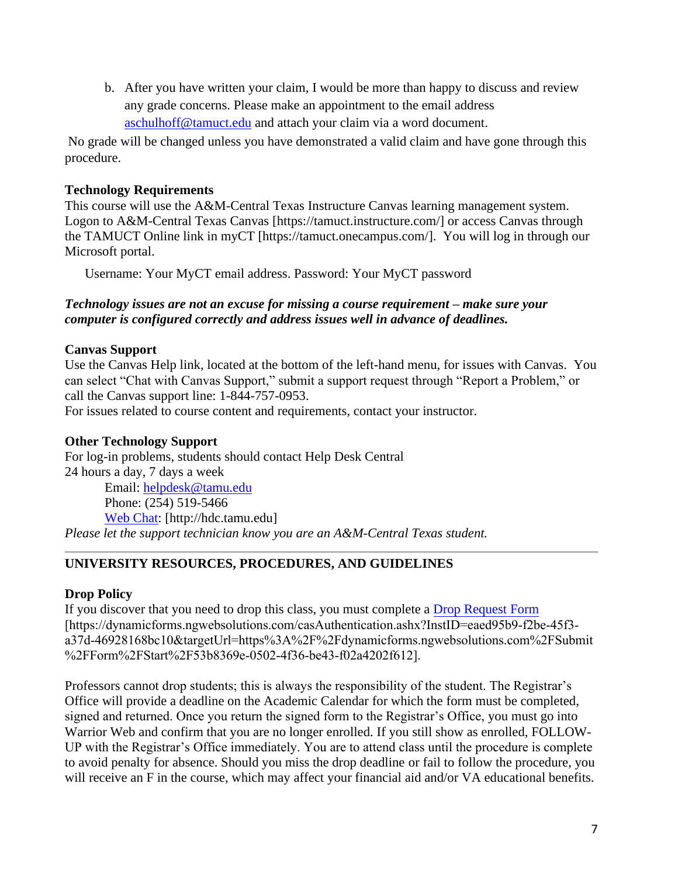b. After you have written your claim, I would be more than happy to discuss and review any grade concerns. Please make an appointment to the email address [aschulhoff@tamuct.edu](mailto:aschulhoff@tamuct.edu) and attach your claim via a word document.

No grade will be changed unless you have demonstrated a valid claim and have gone through this procedure.

**Technology Requirements**

This course will use the A&M-Central Texas Instructure Canvas learning management system. Logon to A&M-Central Texas Canvas [https://tamuct.instructure.com/] or access Canvas through the TAMUCT Online link in myCT [https://tamuct.onecampus.com/]. You will log in through our Microsoft portal.

Username: Your MyCT email address. Password: Your MyCT password

***Technology issues are not an excuse for missing a course requirement – make sure your computer is configured correctly and address issues well in advance of deadlines.***

**Canvas Support**

Use the Canvas Help link, located at the bottom of the left-hand menu, for issues with Canvas. You can select "Chat with Canvas Support," submit a support request through "Report a Problem," or call the Canvas support line: 1-844-757-0953.

For issues related to course content and requirements, contact your instructor.

**Other Technology Support**

For log-in problems, students should contact Help Desk Central

24 hours a day, 7 days a week

Email: [helpdesk@tamu.edu](mailto:helpdesk@tamu.edu)
Phone: (254) 519-5466
[Web Chat](http://hdc.tamu.edu): [http://hdc.tamu.edu]

*Please let the support technician know you are an A&M-Central Texas student.*

---

## UNIVERSITY RESOURCES, PROCEDURES, AND GUIDELINES

**Drop Policy**

If you discover that you need to drop this class, you must complete a Drop Request Form [https://dynamicforms.ngwebsolutions.com/casAuthentication.ashx?InstID=eaed95b9-f2be-45f3-a37d-46928168bc10&targetUrl=https%3A%2F%2Fdynamicforms.ngwebsolutions.com%2FSubmit%2FForm%2FStart%2F53b8369e-0502-4f36-be43-f02a4202f612].

Professors cannot drop students; this is always the responsibility of the student. The Registrar's Office will provide a deadline on the Academic Calendar for which the form must be completed, signed and returned. Once you return the signed form to the Registrar's Office, you must go into Warrior Web and confirm that you are no longer enrolled. If you still show as enrolled, FOLLOW-UP with the Registrar's Office immediately. You are to attend class until the procedure is complete to avoid penalty for absence. Should you miss the drop deadline or fail to follow the procedure, you will receive an F in the course, which may affect your financial aid and/or VA educational benefits.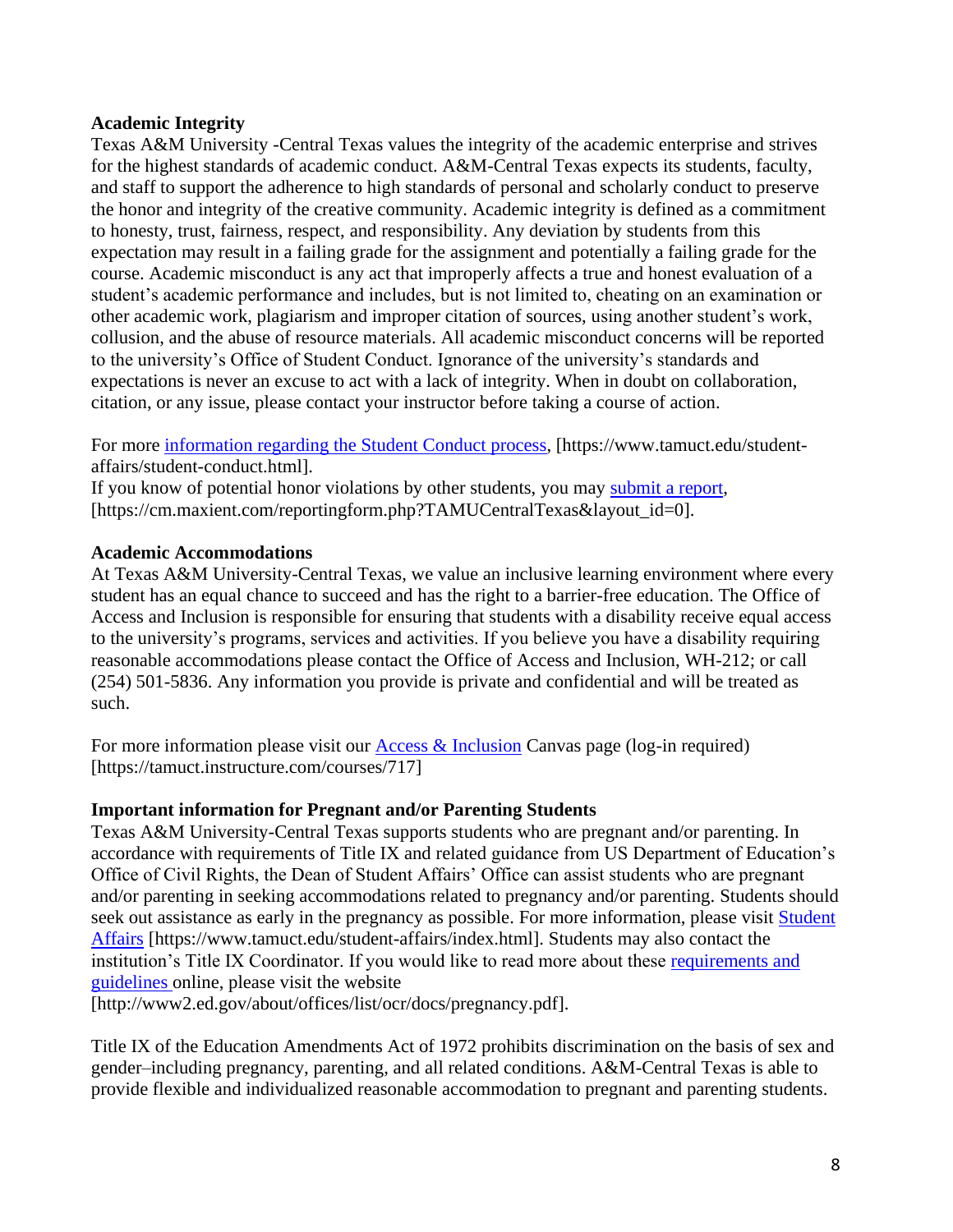**Academic Integrity**

Texas A&M University -Central Texas values the integrity of the academic enterprise and strives for the highest standards of academic conduct. A&M-Central Texas expects its students, faculty, and staff to support the adherence to high standards of personal and scholarly conduct to preserve the honor and integrity of the creative community. Academic integrity is defined as a commitment to honesty, trust, fairness, respect, and responsibility. Any deviation by students from this expectation may result in a failing grade for the assignment and potentially a failing grade for the course. Academic misconduct is any act that improperly affects a true and honest evaluation of a student's academic performance and includes, but is not limited to, cheating on an examination or other academic work, plagiarism and improper citation of sources, using another student's work, collusion, and the abuse of resource materials. All academic misconduct concerns will be reported to the university's Office of Student Conduct. Ignorance of the university's standards and expectations is never an excuse to act with a lack of integrity. When in doubt on collaboration, citation, or any issue, please contact your instructor before taking a course of action.

For more information regarding the Student Conduct process, [https://www.tamuct.edu/student-affairs/student-conduct.html].
If you know of potential honor violations by other students, you may submit a report, [https://cm.maxient.com/reportingform.php?TAMUCentralTexas&layout_id=0].

**Academic Accommodations**

At Texas A&M University-Central Texas, we value an inclusive learning environment where every student has an equal chance to succeed and has the right to a barrier-free education. The Office of Access and Inclusion is responsible for ensuring that students with a disability receive equal access to the university's programs, services and activities. If you believe you have a disability requiring reasonable accommodations please contact the Office of Access and Inclusion, WH-212; or call (254) 501-5836. Any information you provide is private and confidential and will be treated as such.

For more information please visit our Access & Inclusion Canvas page (log-in required) [https://tamuct.instructure.com/courses/717]

**Important information for Pregnant and/or Parenting Students**

Texas A&M University-Central Texas supports students who are pregnant and/or parenting. In accordance with requirements of Title IX and related guidance from US Department of Education's Office of Civil Rights, the Dean of Student Affairs' Office can assist students who are pregnant and/or parenting in seeking accommodations related to pregnancy and/or parenting. Students should seek out assistance as early in the pregnancy as possible. For more information, please visit Student Affairs [https://www.tamuct.edu/student-affairs/index.html]. Students may also contact the institution's Title IX Coordinator. If you would like to read more about these requirements and guidelines online, please visit the website [http://www2.ed.gov/about/offices/list/ocr/docs/pregnancy.pdf].

Title IX of the Education Amendments Act of 1972 prohibits discrimination on the basis of sex and gender–including pregnancy, parenting, and all related conditions. A&M-Central Texas is able to provide flexible and individualized reasonable accommodation to pregnant and parenting students.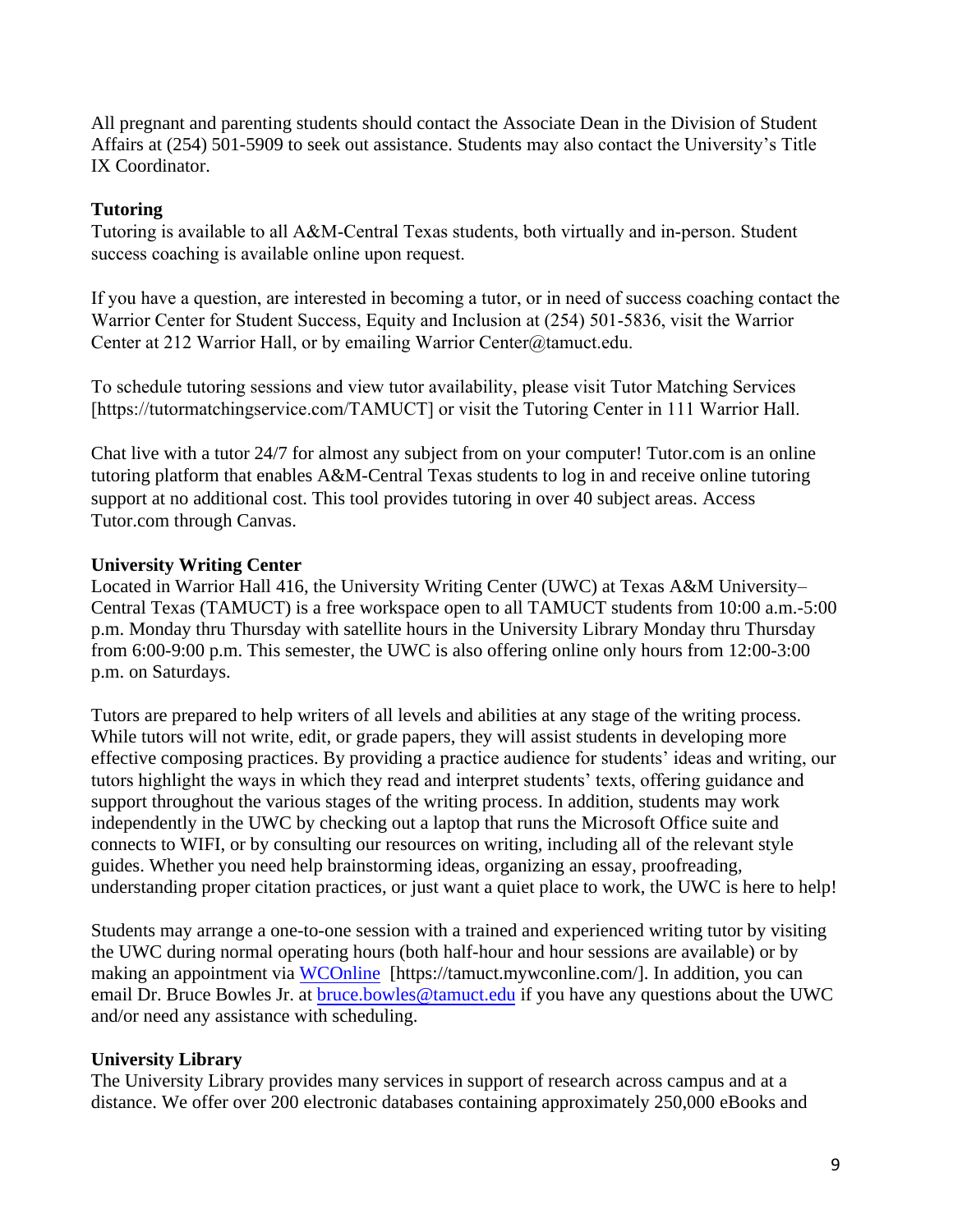All pregnant and parenting students should contact the Associate Dean in the Division of Student Affairs at (254) 501-5909 to seek out assistance. Students may also contact the University's Title IX Coordinator.

**Tutoring**

Tutoring is available to all A&M-Central Texas students, both virtually and in-person. Student success coaching is available online upon request.

If you have a question, are interested in becoming a tutor, or in need of success coaching contact the Warrior Center for Student Success, Equity and Inclusion at (254) 501-5836, visit the Warrior Center at 212 Warrior Hall, or by emailing Warrior Center@tamuct.edu.

To schedule tutoring sessions and view tutor availability, please visit Tutor Matching Services [https://tutormatchingservice.com/TAMUCT] or visit the Tutoring Center in 111 Warrior Hall.

Chat live with a tutor 24/7 for almost any subject from on your computer! Tutor.com is an online tutoring platform that enables A&M-Central Texas students to log in and receive online tutoring support at no additional cost. This tool provides tutoring in over 40 subject areas. Access Tutor.com through Canvas.

**University Writing Center**

Located in Warrior Hall 416, the University Writing Center (UWC) at Texas A&M University–Central Texas (TAMUCT) is a free workspace open to all TAMUCT students from 10:00 a.m.-5:00 p.m. Monday thru Thursday with satellite hours in the University Library Monday thru Thursday from 6:00-9:00 p.m. This semester, the UWC is also offering online only hours from 12:00-3:00 p.m. on Saturdays.

Tutors are prepared to help writers of all levels and abilities at any stage of the writing process. While tutors will not write, edit, or grade papers, they will assist students in developing more effective composing practices. By providing a practice audience for students' ideas and writing, our tutors highlight the ways in which they read and interpret students' texts, offering guidance and support throughout the various stages of the writing process. In addition, students may work independently in the UWC by checking out a laptop that runs the Microsoft Office suite and connects to WIFI, or by consulting our resources on writing, including all of the relevant style guides. Whether you need help brainstorming ideas, organizing an essay, proofreading, understanding proper citation practices, or just want a quiet place to work, the UWC is here to help!

Students may arrange a one-to-one session with a trained and experienced writing tutor by visiting the UWC during normal operating hours (both half-hour and hour sessions are available) or by making an appointment via WCOnline [https://tamuct.mywconline.com/]. In addition, you can email Dr. Bruce Bowles Jr. at bruce.bowles@tamuct.edu if you have any questions about the UWC and/or need any assistance with scheduling.

**University Library**

The University Library provides many services in support of research across campus and at a distance. We offer over 200 electronic databases containing approximately 250,000 eBooks and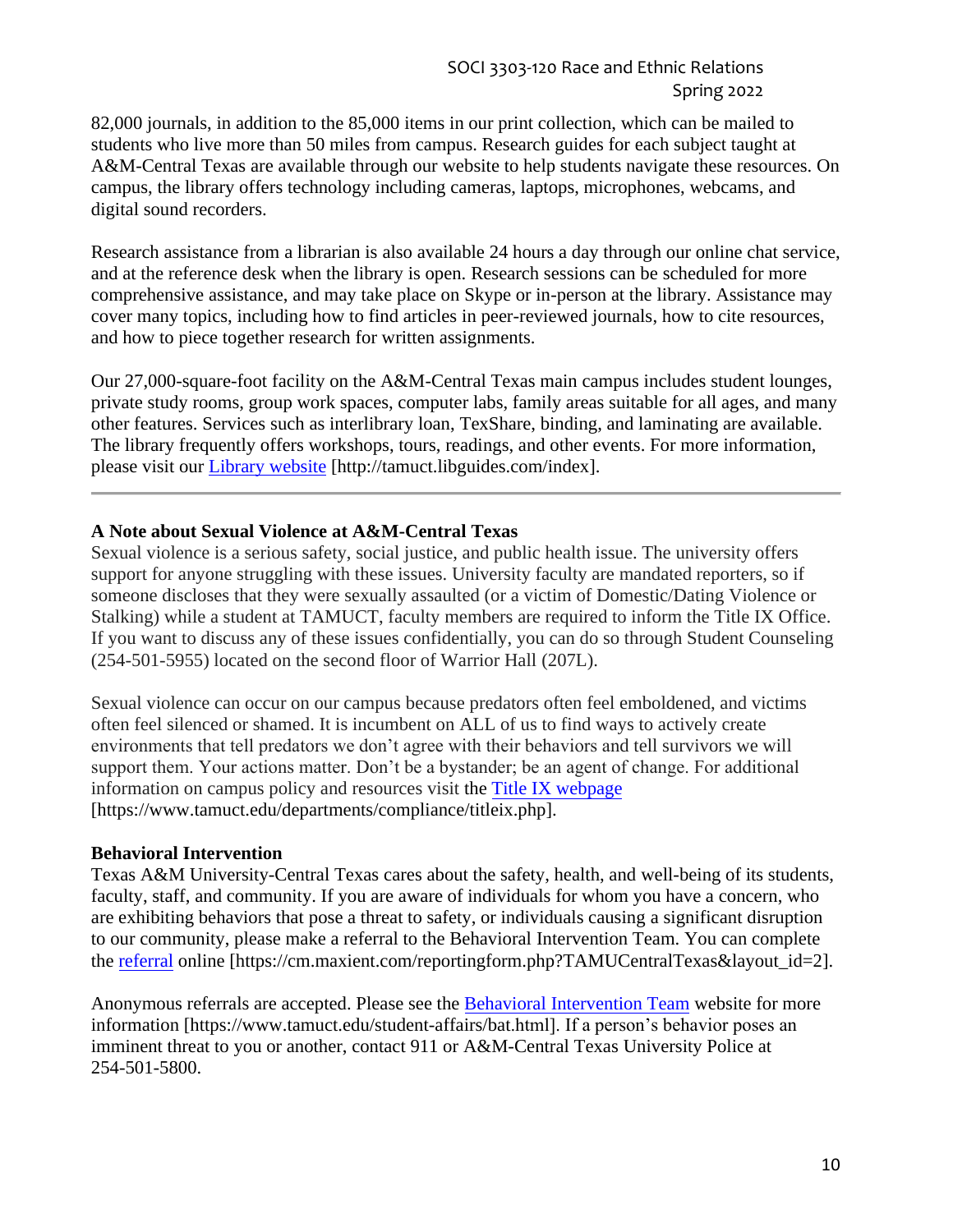82,000 journals, in addition to the 85,000 items in our print collection, which can be mailed to students who live more than 50 miles from campus. Research guides for each subject taught at A&M-Central Texas are available through our website to help students navigate these resources. On campus, the library offers technology including cameras, laptops, microphones, webcams, and digital sound recorders.

Research assistance from a librarian is also available 24 hours a day through our online chat service, and at the reference desk when the library is open. Research sessions can be scheduled for more comprehensive assistance, and may take place on Skype or in-person at the library. Assistance may cover many topics, including how to find articles in peer-reviewed journals, how to cite resources, and how to piece together research for written assignments.

Our 27,000-square-foot facility on the A&M-Central Texas main campus includes student lounges, private study rooms, group work spaces, computer labs, family areas suitable for all ages, and many other features. Services such as interlibrary loan, TexShare, binding, and laminating are available. The library frequently offers workshops, tours, readings, and other events. For more information, please visit our Library website [http://tamuct.libguides.com/index].

---

**A Note about Sexual Violence at A&M-Central Texas**

Sexual violence is a serious safety, social justice, and public health issue. The university offers support for anyone struggling with these issues. University faculty are mandated reporters, so if someone discloses that they were sexually assaulted (or a victim of Domestic/Dating Violence or Stalking) while a student at TAMUCT, faculty members are required to inform the Title IX Office. If you want to discuss any of these issues confidentially, you can do so through Student Counseling (254-501-5955) located on the second floor of Warrior Hall (207L).

Sexual violence can occur on our campus because predators often feel emboldened, and victims often feel silenced or shamed. It is incumbent on ALL of us to find ways to actively create environments that tell predators we don't agree with their behaviors and tell survivors we will support them. Your actions matter. Don't be a bystander; be an agent of change. For additional information on campus policy and resources visit the Title IX webpage [https://www.tamuct.edu/departments/compliance/titleix.php].

**Behavioral Intervention**

Texas A&M University-Central Texas cares about the safety, health, and well-being of its students, faculty, staff, and community. If you are aware of individuals for whom you have a concern, who are exhibiting behaviors that pose a threat to safety, or individuals causing a significant disruption to our community, please make a referral to the Behavioral Intervention Team. You can complete the referral online [https://cm.maxient.com/reportingform.php?TAMUCentralTexas&layout_id=2].

Anonymous referrals are accepted. Please see the Behavioral Intervention Team website for more information [https://www.tamuct.edu/student-affairs/bat.html]. If a person's behavior poses an imminent threat to you or another, contact 911 or A&M-Central Texas University Police at 254-501-5800.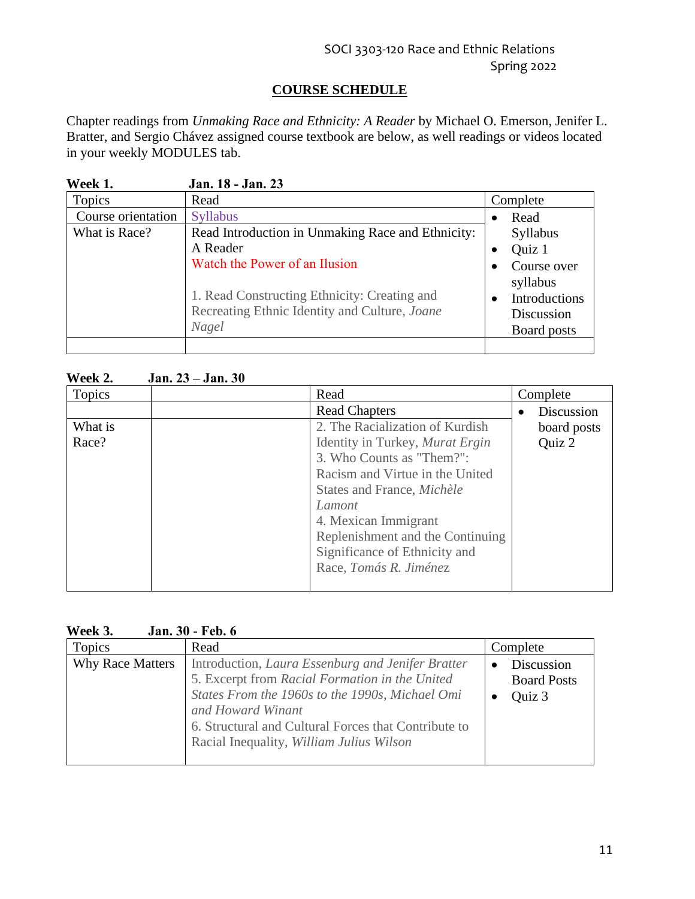SOCI 3303-120 Race and Ethnic Relations
Spring 2022

## COURSE SCHEDULE

Chapter readings from *Unmaking Race and Ethnicity: A Reader* by Michael O. Emerson, Jenifer L. Bratter, and Sergio Chávez assigned course textbook are below, as well readings or videos located in your weekly MODULES tab.

**Week 1. Jan. 18 - Jan. 23**

| Topics | Read | Complete |
|---|---|---|
| Course orientation | Syllabus | • Read Syllabus<br>• Quiz 1<br>• Course over syllabus<br>• Introductions Discussion Board posts |
| What is Race? | Read Introduction in Unmaking Race and Ethnicity: A Reader<br>Watch the Power of an Ilusion<br><br>1. Read Constructing Ethnicity: Creating and Recreating Ethnic Identity and Culture, *Joane Nagel* | |
| | | |

**Week 2. Jan. 23 – Jan. 30**

| Topics | | Read | Complete |
|---|---|---|---|
| | | Read Chapters | • Discussion board posts Quiz 2 |
| What is Race? | | 2. The Racialization of Kurdish Identity in Turkey, *Murat Ergin*<br>3. Who Counts as "Them?": Racism and Virtue in the United States and France, *Michèle Lamont*<br>4. Mexican Immigrant Replenishment and the Continuing Significance of Ethnicity and Race, *Tomás R. Jiménez* | |

**Week 3. Jan. 30 - Feb. 6**

| Topics | Read | Complete |
|---|---|---|
| Why Race Matters | Introduction, *Laura Essenburg and Jenifer Bratter*<br>5. Excerpt from *Racial Formation in the United States From the 1960s to the 1990s, Michael Omi and Howard Winant*<br>6. Structural and Cultural Forces that Contribute to Racial Inequality, *William Julius Wilson* | • Discussion Board Posts<br>• Quiz 3 |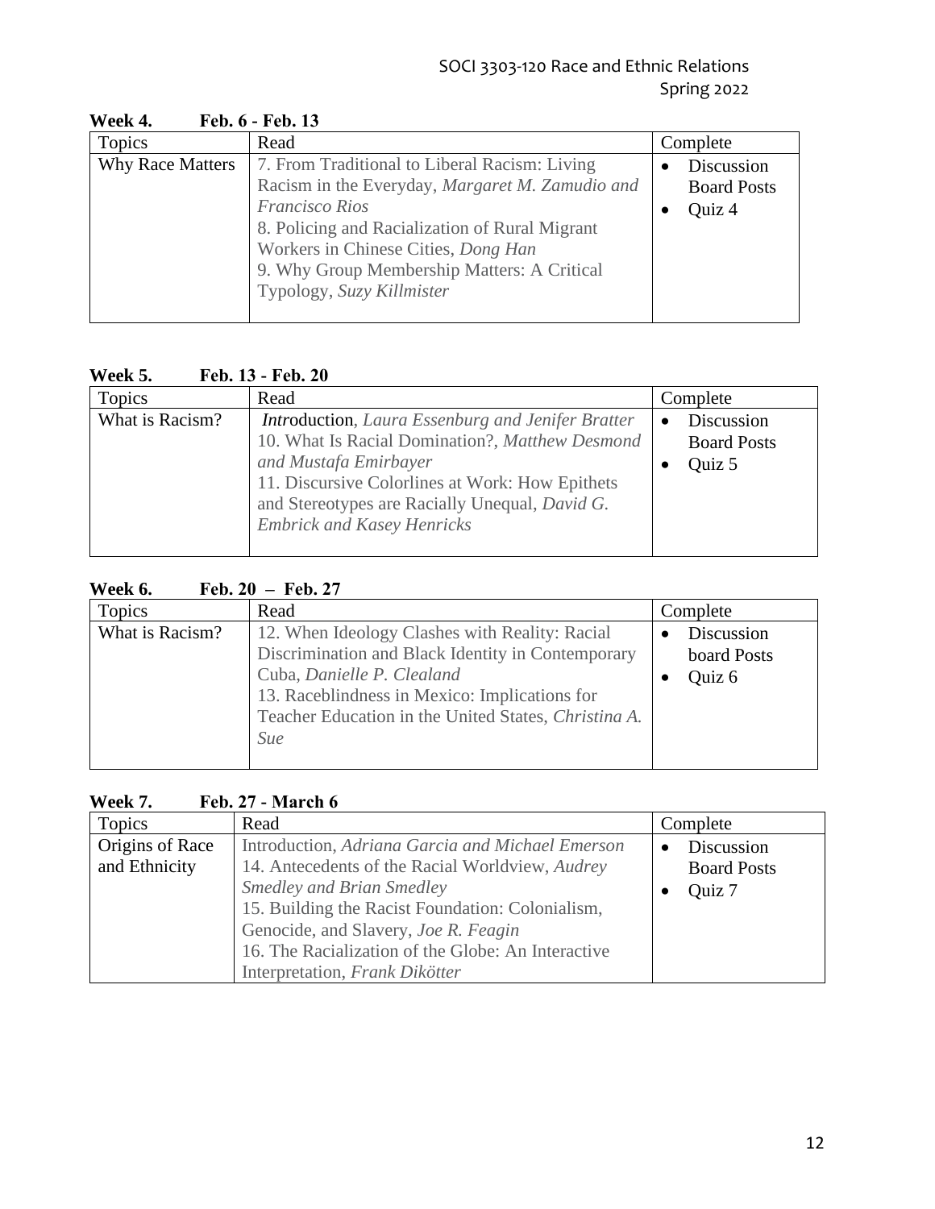**Week 4. Feb. 6 - Feb. 13**

| Topics | Read | Complete |
|---|---|---|
| Why Race Matters | 7. From Traditional to Liberal Racism: Living Racism in the Everyday, *Margaret M. Zamudio and Francisco Rios*<br>8. Policing and Racialization of Rural Migrant Workers in Chinese Cities, *Dong Han*<br>9. Why Group Membership Matters: A Critical Typology, *Suzy Killmister* | • Discussion Board Posts<br>• Quiz 4 |

**Week 5. Feb. 13 - Feb. 20**

| Topics | Read | Complete |
|---|---|---|
| What is Racism? | *Intro*duction, *Laura Essenburg and Jenifer Bratter*<br>10. What Is Racial Domination?, *Matthew Desmond and Mustafa Emirbayer*<br>11. Discursive Colorlines at Work: How Epithets and Stereotypes are Racially Unequal, *David G. Embrick and Kasey Henricks* | • Discussion Board Posts<br>• Quiz 5 |

**Week 6. Feb. 20 – Feb. 27**

| Topics | Read | Complete |
|---|---|---|
| What is Racism? | 12. When Ideology Clashes with Reality: Racial Discrimination and Black Identity in Contemporary Cuba, *Danielle P. Clealand*<br>13. Raceblindness in Mexico: Implications for Teacher Education in the United States, *Christina A. Sue* | • Discussion board Posts<br>• Quiz 6 |

**Week 7. Feb. 27 - March 6**

| Topics | Read | Complete |
|---|---|---|
| Origins of Race and Ethnicity | Introduction, *Adriana Garcia and Michael Emerson*<br>14. Antecedents of the Racial Worldview, *Audrey Smedley and Brian Smedley*<br>15. Building the Racist Foundation: Colonialism, Genocide, and Slavery, *Joe R. Feagin*<br>16. The Racialization of the Globe: An Interactive Interpretation, *Frank Dikötter* | • Discussion Board Posts<br>• Quiz 7 |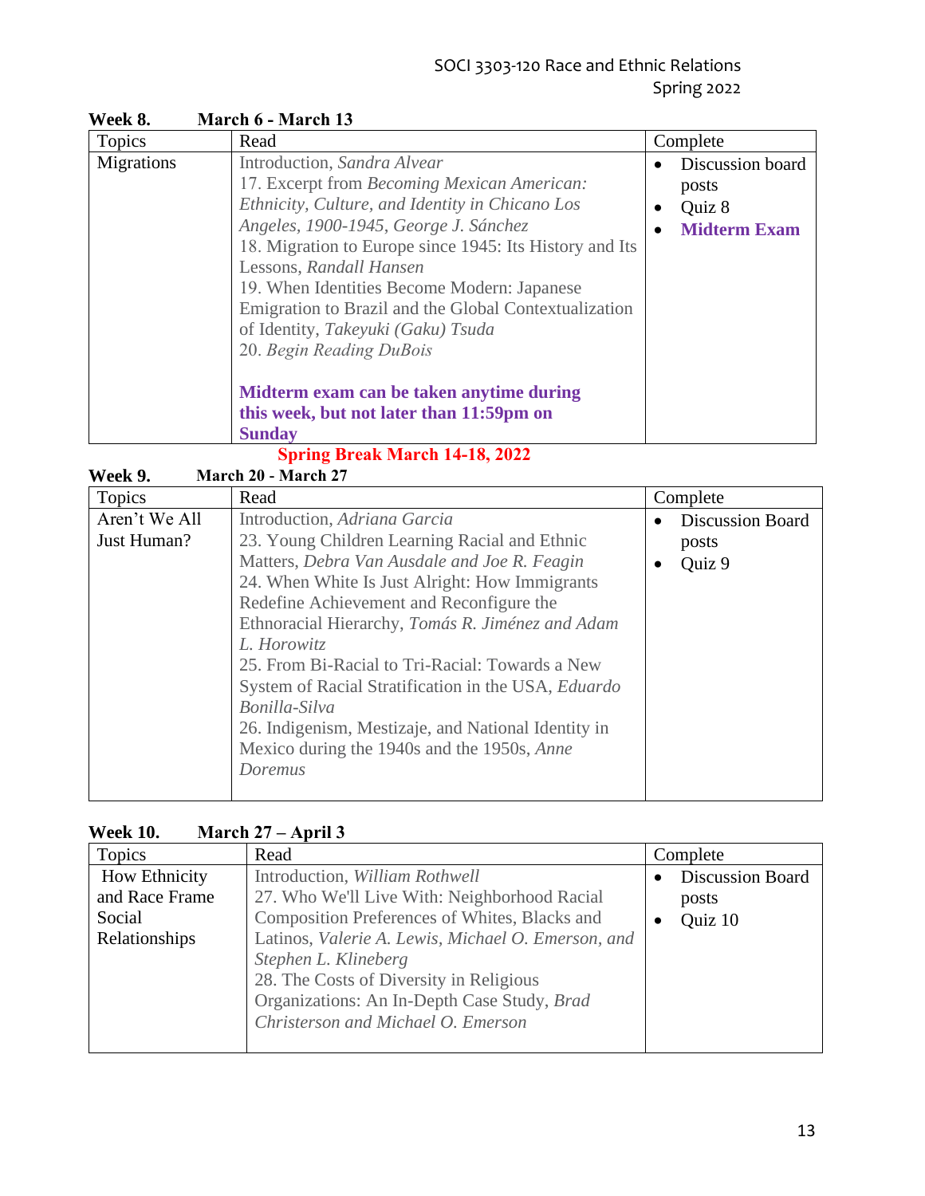**Week 8. March 6 - March 13**

| Topics | Read | Complete |
| --- | --- | --- |
| Migrations | Introduction, *Sandra Alvear*<br>17. Excerpt from *Becoming Mexican American: Ethnicity, Culture, and Identity in Chicano Los Angeles, 1900-1945, George J. Sánchez*<br>18. Migration to Europe since 1945: Its History and Its Lessons, *Randall Hansen*<br>19. When Identities Become Modern: Japanese Emigration to Brazil and the Global Contextualization of Identity, *Takeyuki (Gaku) Tsuda*<br>20. *Begin Reading DuBois*<br><br>**Midterm exam can be taken anytime during this week, but not later than 11:59pm on Sunday** | • Discussion board posts<br>• Quiz 8<br>• **Midterm Exam** |

**Spring Break March 14-18, 2022**

**Week 9. March 20 - March 27**

| Topics | Read | Complete |
| --- | --- | --- |
| Aren't We All Just Human? | Introduction, *Adriana Garcia*<br>23. Young Children Learning Racial and Ethnic Matters, *Debra Van Ausdale and Joe R. Feagin*<br>24. When White Is Just Alright: How Immigrants Redefine Achievement and Reconfigure the Ethnoracial Hierarchy, *Tomás R. Jiménez and Adam L. Horowitz*<br>25. From Bi-Racial to Tri-Racial: Towards a New System of Racial Stratification in the USA, *Eduardo Bonilla-Silva*<br>26. Indigenism, Mestizaje, and National Identity in Mexico during the 1940s and the 1950s, *Anne Doremus* | • Discussion Board posts<br>• Quiz 9 |

**Week 10. March 27 – April 3**

| Topics | Read | Complete |
| --- | --- | --- |
| How Ethnicity and Race Frame Social Relationships | Introduction, *William Rothwell*<br>27. Who We'll Live With: Neighborhood Racial Composition Preferences of Whites, Blacks and Latinos, *Valerie A. Lewis, Michael O. Emerson, and Stephen L. Klineberg*<br>28. The Costs of Diversity in Religious Organizations: An In-Depth Case Study, *Brad Christerson and Michael O. Emerson* | • Discussion Board posts<br>• Quiz 10 |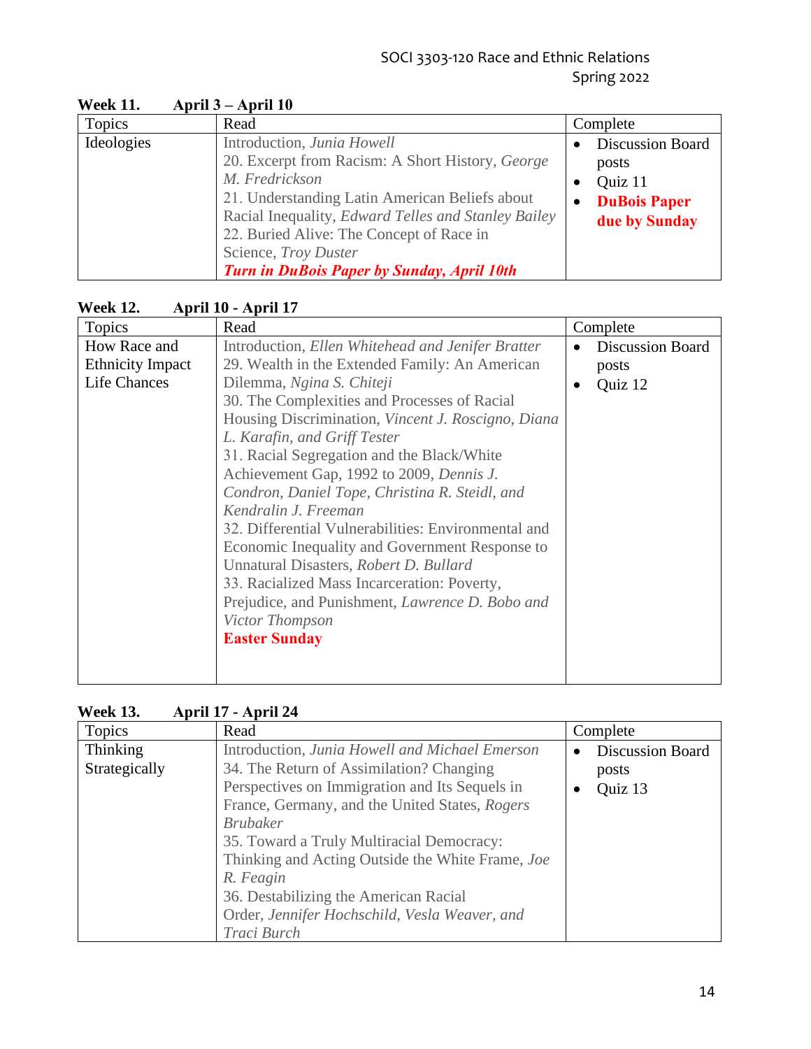**Week 11. April 3 – April 10**

| Topics | Read | Complete |
|---|---|---|
| Ideologies | Introduction, *Junia Howell*<br>20. Excerpt from Racism: A Short History, *George M. Fredrickson*<br>21. Understanding Latin American Beliefs about Racial Inequality, *Edward Telles and Stanley Bailey*<br>22. Buried Alive: The Concept of Race in Science, *Troy Duster*<br>***Turn in DuBois Paper by Sunday, April 10th*** | • Discussion Board posts<br>• Quiz 11<br>• **DuBois Paper due by Sunday** |

**Week 12. April 10 - April 17**

| Topics | Read | Complete |
|---|---|---|
| How Race and Ethnicity Impact Life Chances | Introduction, *Ellen Whitehead and Jenifer Bratter*<br>29. Wealth in the Extended Family: An American Dilemma, *Ngina S. Chiteji*<br>30. The Complexities and Processes of Racial Housing Discrimination, *Vincent J. Roscigno, Diana L. Karafin, and Griff Tester*<br>31. Racial Segregation and the Black/White Achievement Gap, 1992 to 2009, *Dennis J. Condron, Daniel Tope, Christina R. Steidl, and Kendralin J. Freeman*<br>32. Differential Vulnerabilities: Environmental and Economic Inequality and Government Response to Unnatural Disasters, *Robert D. Bullard*<br>33. Racialized Mass Incarceration: Poverty, Prejudice, and Punishment, *Lawrence D. Bobo and Victor Thompson*<br>**Easter Sunday** | • Discussion Board posts<br>• Quiz 12 |

**Week 13. April 17 - April 24**

| Topics | Read | Complete |
|---|---|---|
| Thinking Strategically | Introduction, *Junia Howell and Michael Emerson*<br>34. The Return of Assimilation? Changing Perspectives on Immigration and Its Sequels in France, Germany, and the United States, *Rogers Brubaker*<br>35. Toward a Truly Multiracial Democracy: Thinking and Acting Outside the White Frame, *Joe R. Feagin*<br>36. Destabilizing the American Racial Order, *Jennifer Hochschild, Vesla Weaver, and Traci Burch* | • Discussion Board posts<br>• Quiz 13 |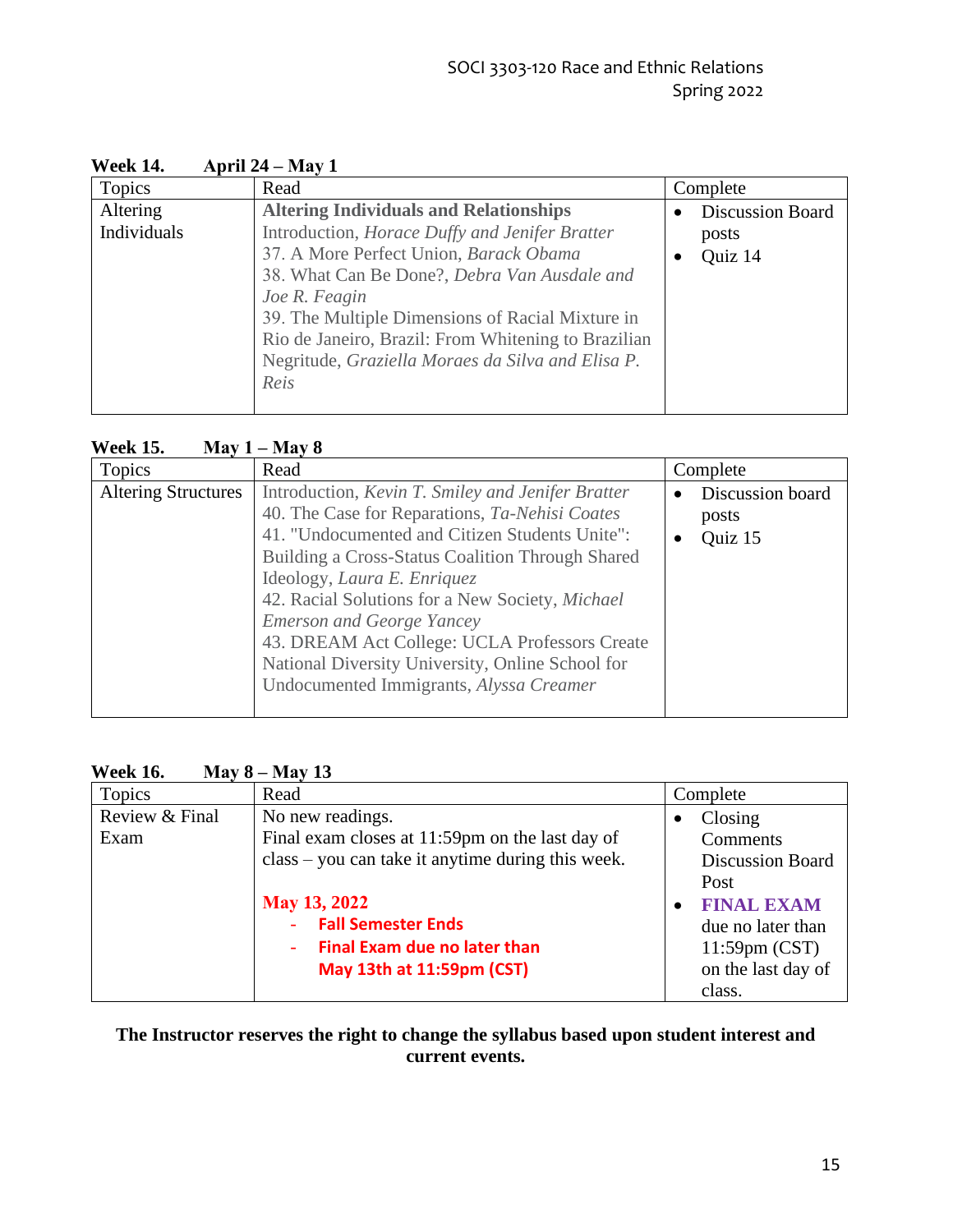**Week 14. April 24 – May 1**

| Topics | Read | Complete |
|---|---|---|
| Altering Individuals | **Altering Individuals and Relationships**<br>Introduction, *Horace Duffy and Jenifer Bratter*<br>37. A More Perfect Union, *Barack Obama*<br>38. What Can Be Done?, *Debra Van Ausdale and Joe R. Feagin*<br>39. The Multiple Dimensions of Racial Mixture in Rio de Janeiro, Brazil: From Whitening to Brazilian Negritude, *Graziella Moraes da Silva and Elisa P. Reis* | • Discussion Board posts<br>• Quiz 14 |

**Week 15. May 1 – May 8**

| Topics | Read | Complete |
|---|---|---|
| Altering Structures | Introduction, *Kevin T. Smiley and Jenifer Bratter*<br>40. The Case for Reparations, *Ta-Nehisi Coates*<br>41. "Undocumented and Citizen Students Unite": Building a Cross-Status Coalition Through Shared Ideology, *Laura E. Enriquez*<br>42. Racial Solutions for a New Society, *Michael Emerson and George Yancey*<br>43. DREAM Act College: UCLA Professors Create National Diversity University, Online School for Undocumented Immigrants, *Alyssa Creamer* | • Discussion board posts<br>• Quiz 15 |

**Week 16. May 8 – May 13**

| Topics | Read | Complete |
|---|---|---|
| Review & Final Exam | No new readings.<br>Final exam closes at 11:59pm on the last day of class – you can take it anytime during this week.<br><br>**May 13, 2022**<br>- **Fall Semester Ends**<br>- **Final Exam due no later than May 13th at 11:59pm (CST)** | • Closing Comments Discussion Board Post<br>• **FINAL EXAM** due no later than 11:59pm (CST) on the last day of class. |

**The Instructor reserves the right to change the syllabus based upon student interest and current events.**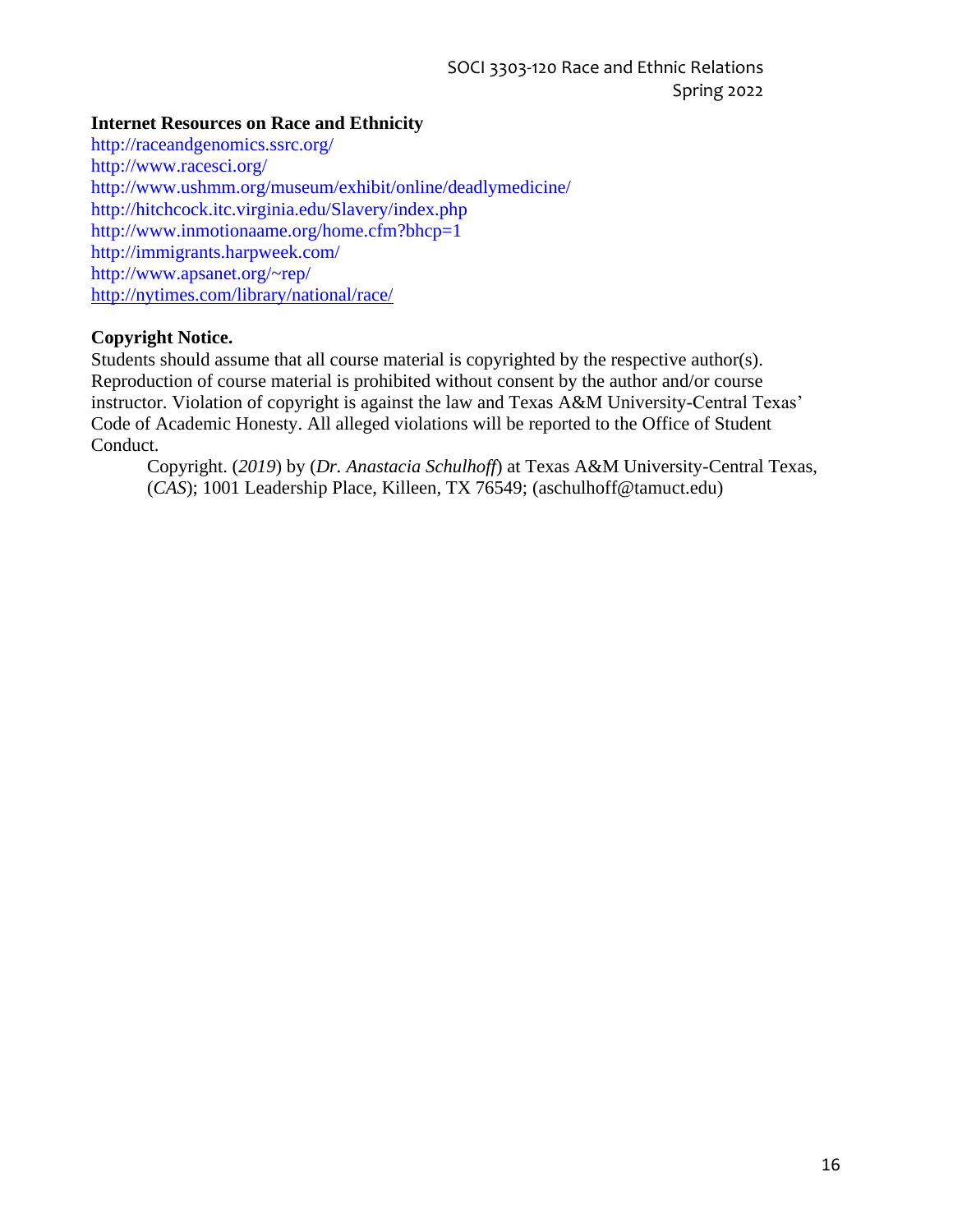**Internet Resources on Race and Ethnicity**

http://raceandgenomics.ssrc.org/
http://www.racesci.org/
http://www.ushmm.org/museum/exhibit/online/deadlymedicine/
http://hitchcock.itc.virginia.edu/Slavery/index.php
http://www.inmotionaame.org/home.cfm?bhcp=1
http://immigrants.harpweek.com/
http://www.apsanet.org/~rep/
http://nytimes.com/library/national/race/

**Copyright Notice.**

Students should assume that all course material is copyrighted by the respective author(s). Reproduction of course material is prohibited without consent by the author and/or course instructor. Violation of copyright is against the law and Texas A&M University-Central Texas' Code of Academic Honesty. All alleged violations will be reported to the Office of Student Conduct.

Copyright. (*2019*) by (*Dr. Anastacia Schulhoff*) at Texas A&M University-Central Texas, (*CAS*); 1001 Leadership Place, Killeen, TX 76549; (aschulhoff@tamuct.edu)